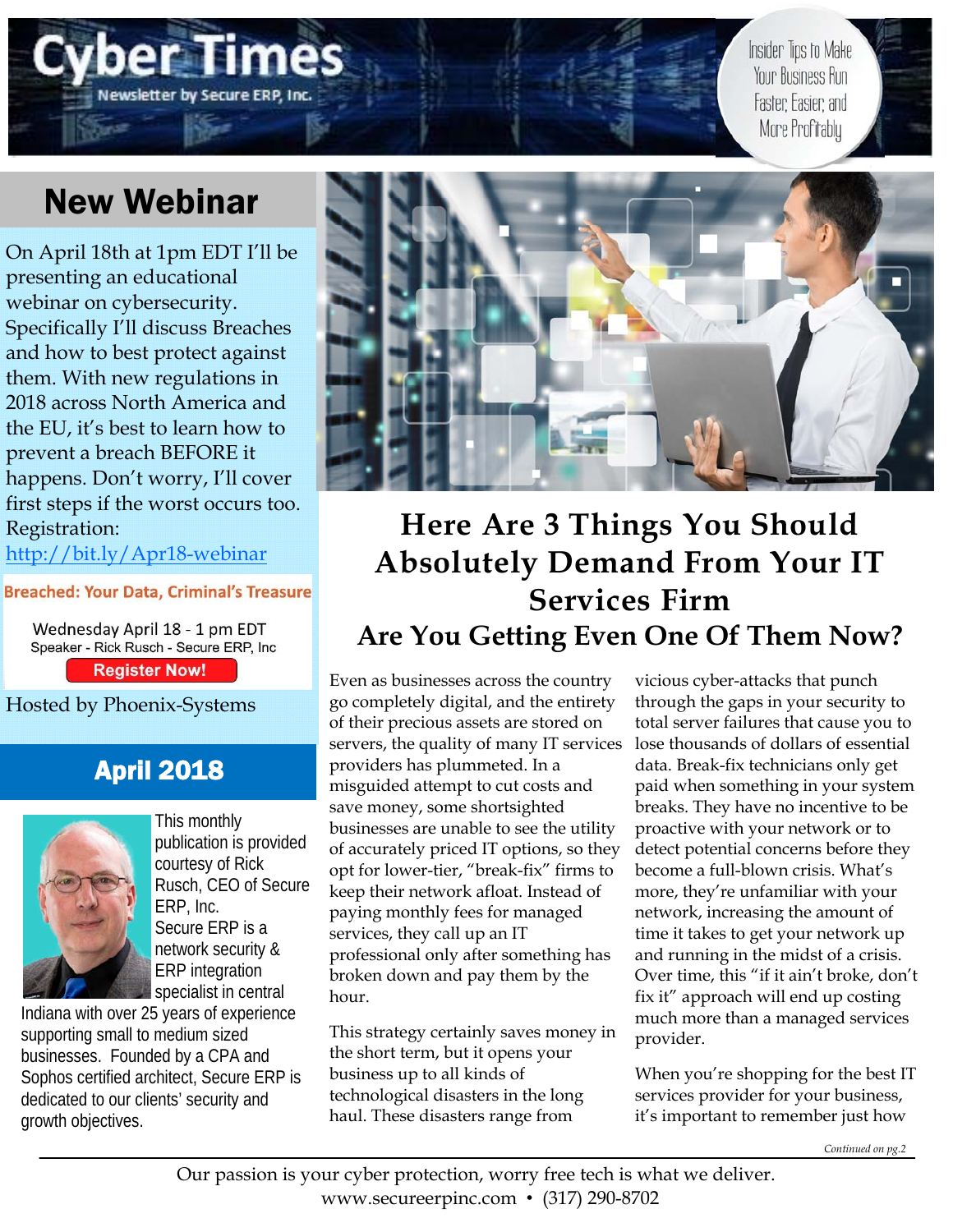# Cyber Times

Newsletter by Secure ERP, Inc.

Insider Tips to Make Your Business Run Faster, Easier, and More Profitably

## New Webinar

On April 18th at 1pm EDT I'll be presenting an educational webinar on cybersecurity. Specifically I'll discuss Breaches and how to best protect against them. With new regulations in 2018 across North America and the EU, it's best to learn how to prevent a breach BEFORE it happens. Don't worry, I'll cover first steps if the worst occurs too. Registration: http://bit.ly/Apr18-webinar

**Breached: Your Data, Criminal's Treasure**

Wednesday April 18 - 1 pm EDT
Speaker - Rick Rusch - Secure ERP, Inc

**Register Now!**

Hosted by Phoenix-Systems

## April 2018

This monthly publication is provided courtesy of Rick Rusch, CEO of Secure ERP, Inc.

Secure ERP is a network security & ERP integration specialist in central Indiana with over 25 years of experience supporting small to medium sized businesses. Founded by a CPA and Sophos certified architect, Secure ERP is dedicated to our clients' security and growth objectives.

# Here Are 3 Things You Should Absolutely Demand From Your IT Services Firm

## Are You Getting Even One Of Them Now?

Even as businesses across the country go completely digital, and the entirety of their precious assets are stored on servers, the quality of many IT services providers has plummeted. In a misguided attempt to cut costs and save money, some shortsighted businesses are unable to see the utility of accurately priced IT options, so they opt for lower-tier, "break-fix" firms to keep their network afloat. Instead of paying monthly fees for managed services, they call up an IT professional only after something has broken down and pay them by the hour.

This strategy certainly saves money in the short term, but it opens your business up to all kinds of technological disasters in the long haul. These disasters range from vicious cyber-attacks that punch through the gaps in your security to total server failures that cause you to lose thousands of dollars of essential data. Break-fix technicians only get paid when something in your system breaks. They have no incentive to be proactive with your network or to detect potential concerns before they become a full-blown crisis. What's more, they're unfamiliar with your network, increasing the amount of time it takes to get your network up and running in the midst of a crisis. Over time, this "if it ain't broke, don't fix it" approach will end up costing much more than a managed services provider.

When you're shopping for the best IT services provider for your business, it's important to remember just how

*Continued on pg.2*

Our passion is your cyber protection, worry free tech is what we deliver.
www.secureerpinc.com • (317) 290-8702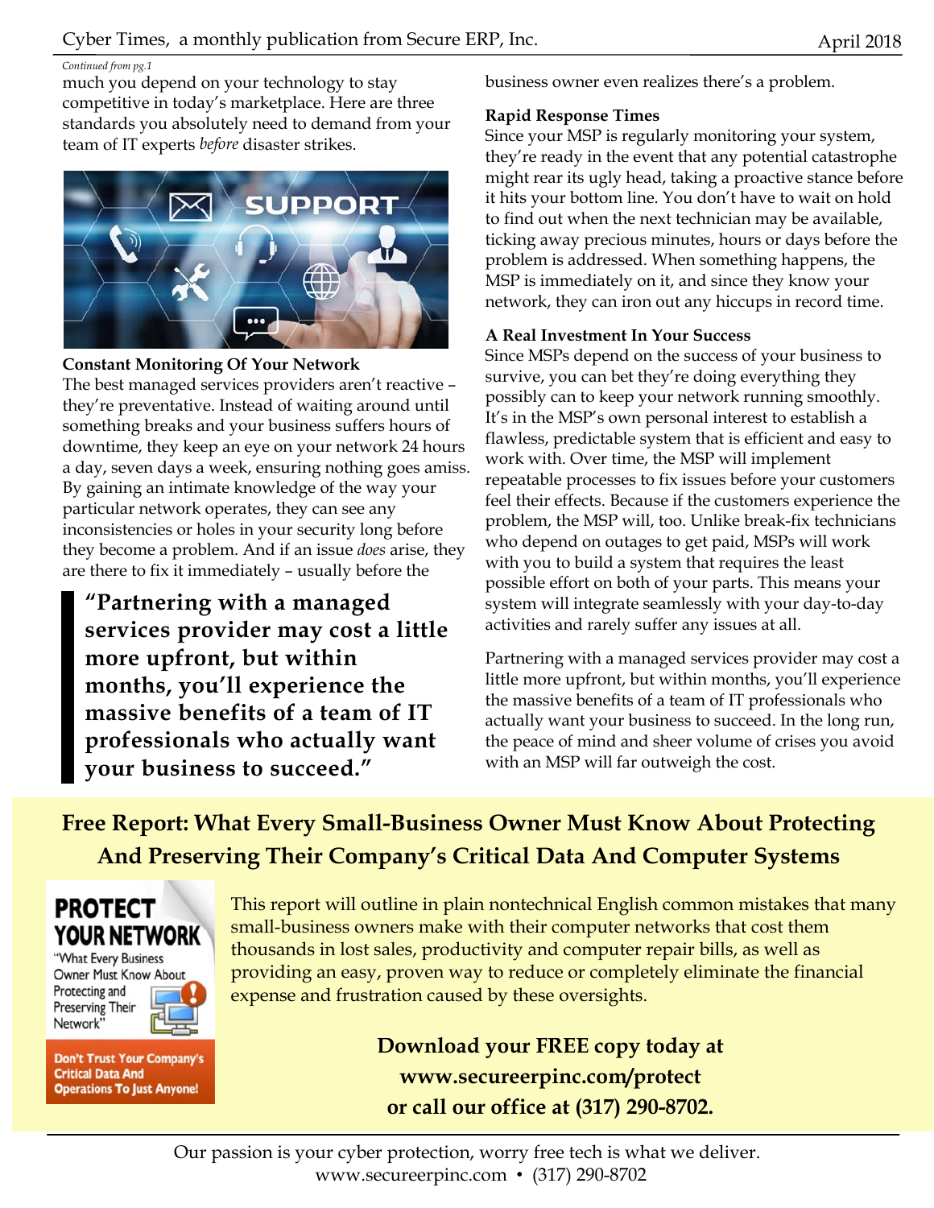*Continued from pg.1*

much you depend on your technology to stay competitive in today's marketplace. Here are three standards you absolutely need to demand from your team of IT experts *before* disaster strikes.

**Constant Monitoring Of Your Network**

The best managed services providers aren't reactive – they're preventative. Instead of waiting around until something breaks and your business suffers hours of downtime, they keep an eye on your network 24 hours a day, seven days a week, ensuring nothing goes amiss. By gaining an intimate knowledge of the way your particular network operates, they can see any inconsistencies or holes in your security long before they become a problem. And if an issue *does* arise, they are there to fix it immediately – usually before the business owner even realizes there's a problem.

> **"Partnering with a managed services provider may cost a little more upfront, but within months, you'll experience the massive benefits of a team of IT professionals who actually want your business to succeed."**

**Rapid Response Times**

Since your MSP is regularly monitoring your system, they're ready in the event that any potential catastrophe might rear its ugly head, taking a proactive stance before it hits your bottom line. You don't have to wait on hold to find out when the next technician may be available, ticking away precious minutes, hours or days before the problem is addressed. When something happens, the MSP is immediately on it, and since they know your network, they can iron out any hiccups in record time.

**A Real Investment In Your Success**

Since MSPs depend on the success of your business to survive, you can bet they're doing everything they possibly can to keep your network running smoothly. It's in the MSP's own personal interest to establish a flawless, predictable system that is efficient and easy to work with. Over time, the MSP will implement repeatable processes to fix issues before your customers feel their effects. Because if the customers experience the problem, the MSP will, too. Unlike break-fix technicians who depend on outages to get paid, MSPs will work with you to build a system that requires the least possible effort on both of your parts. This means your system will integrate seamlessly with your day-to-day activities and rarely suffer any issues at all.

Partnering with a managed services provider may cost a little more upfront, but within months, you'll experience the massive benefits of a team of IT professionals who actually want your business to succeed. In the long run, the peace of mind and sheer volume of crises you avoid with an MSP will far outweigh the cost.

## Free Report: What Every Small-Business Owner Must Know About Protecting And Preserving Their Company's Critical Data And Computer Systems

**PROTECT YOUR NETWORK**

"What Every Business Owner Must Know About Protecting and Preserving Their Network"

**Don't Trust Your Company's Critical Data And Operations To Just Anyone!**

This report will outline in plain nontechnical English common mistakes that many small-business owners make with their computer networks that cost them thousands in lost sales, productivity and computer repair bills, as well as providing an easy, proven way to reduce or completely eliminate the financial expense and frustration caused by these oversights.

**Download your FREE copy today at www.secureerpinc.com/protect or call our office at (317) 290-8702.**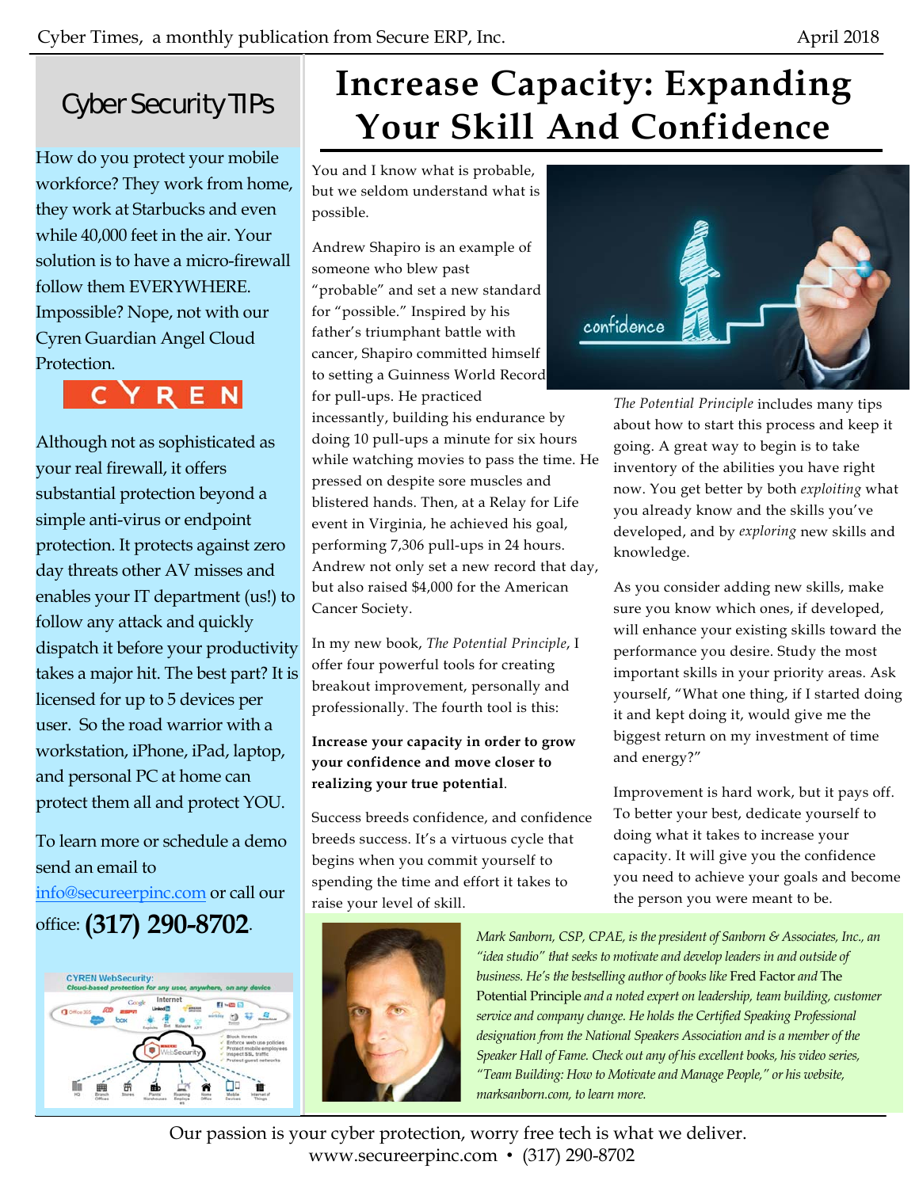## Cyber Security TIPs

How do you protect your mobile workforce? They work from home, they work at Starbucks and even while 40,000 feet in the air. Your solution is to have a micro-firewall follow them EVERYWHERE. Impossible? Nope, not with our Cyren Guardian Angel Cloud Protection.

Although not as sophisticated as your real firewall, it offers substantial protection beyond a simple anti-virus or endpoint protection. It protects against zero day threats other AV misses and enables your IT department (us!) to follow any attack and quickly dispatch it before your productivity takes a major hit. The best part? It is licensed for up to 5 devices per user. So the road warrior with a workstation, iPhone, iPad, laptop, and personal PC at home can protect them all and protect YOU.

To learn more or schedule a demo send an email to info@secureerpinc.com or call our office: **(317) 290-8702**.

# Increase Capacity: Expanding Your Skill And Confidence

You and I know what is probable, but we seldom understand what is possible.

Andrew Shapiro is an example of someone who blew past "probable" and set a new standard for "possible." Inspired by his father's triumphant battle with cancer, Shapiro committed himself to setting a Guinness World Record for pull-ups. He practiced incessantly, building his endurance by doing 10 pull-ups a minute for six hours while watching movies to pass the time. He pressed on despite sore muscles and blistered hands. Then, at a Relay for Life event in Virginia, he achieved his goal, performing 7,306 pull-ups in 24 hours. Andrew not only set a new record that day, but also raised $4,000 for the American Cancer Society.

In my new book, *The Potential Principle*, I offer four powerful tools for creating breakout improvement, personally and professionally. The fourth tool is this:

**Increase your capacity in order to grow your confidence and move closer to realizing your true potential**.

Success breeds confidence, and confidence breeds success. It's a virtuous cycle that begins when you commit yourself to spending the time and effort it takes to raise your level of skill.

*The Potential Principle* includes many tips about how to start this process and keep it going. A great way to begin is to take inventory of the abilities you have right now. You get better by both *exploiting* what you already know and the skills you've developed, and by *exploring* new skills and knowledge.

As you consider adding new skills, make sure you know which ones, if developed, will enhance your existing skills toward the performance you desire. Study the most important skills in your priority areas. Ask yourself, "What one thing, if I started doing it and kept doing it, would give me the biggest return on my investment of time and energy?"

Improvement is hard work, but it pays off. To better your best, dedicate yourself to doing what it takes to increase your capacity. It will give you the confidence you need to achieve your goals and become the person you were meant to be.

*Mark Sanborn, CSP, CPAE, is the president of Sanborn & Associates, Inc., an "idea studio" that seeks to motivate and develop leaders in and outside of business. He's the bestselling author of books like* Fred Factor *and* The Potential Principle *and a noted expert on leadership, team building, customer service and company change. He holds the Certified Speaking Professional designation from the National Speakers Association and is a member of the Speaker Hall of Fame. Check out any of his excellent books, his video series, "Team Building: How to Motivate and Manage People," or his website, marksanborn.com, to learn more.*

Our passion is your cyber protection, worry free tech is what we deliver.
www.secureerpinc.com • (317) 290-8702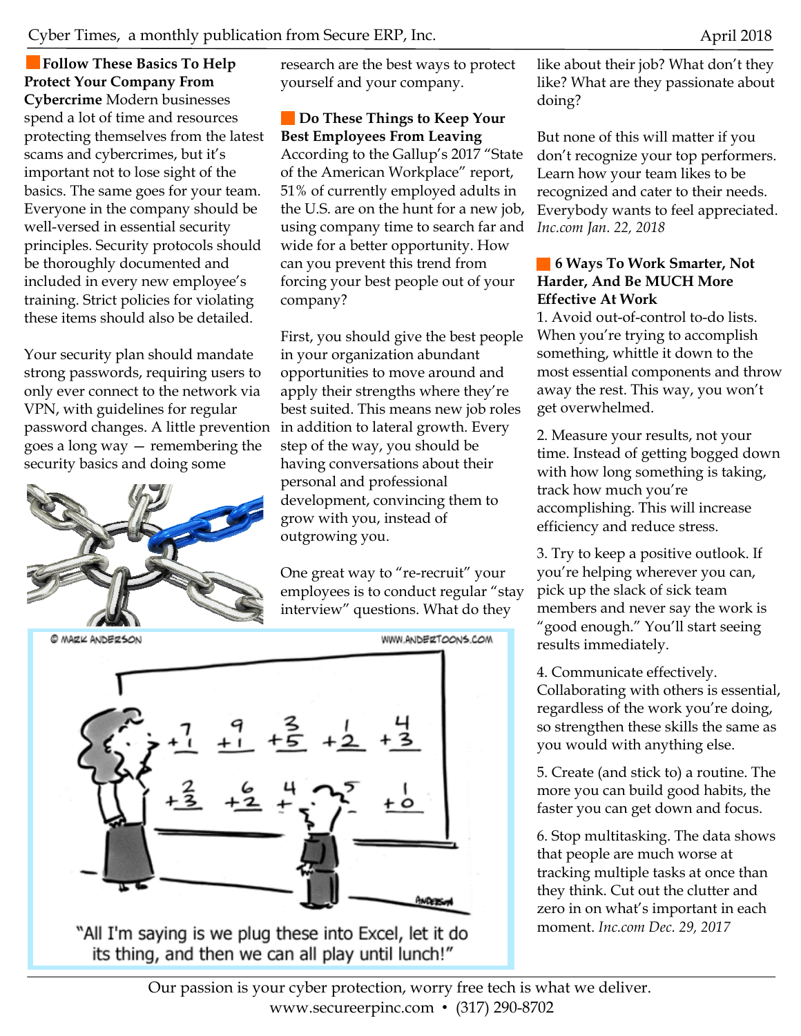### Follow These Basics To Help Protect Your Company From Cybercrime

Modern businesses spend a lot of time and resources protecting themselves from the latest scams and cybercrimes, but it's important not to lose sight of the basics. The same goes for your team. Everyone in the company should be well-versed in essential security principles. Security protocols should be thoroughly documented and included in every new employee's training. Strict policies for violating these items should also be detailed.

Your security plan should mandate strong passwords, requiring users to only ever connect to the network via VPN, with guidelines for regular password changes. A little prevention goes a long way — remembering the security basics and doing some research are the best ways to protect yourself and your company.

### Do These Things to Keep Your Best Employees From Leaving

According to the Gallup's 2017 "State of the American Workplace" report, 51% of currently employed adults in the U.S. are on the hunt for a new job, using company time to search far and wide for a better opportunity. How can you prevent this trend from forcing your best people out of your company?

First, you should give the best people in your organization abundant opportunities to move around and apply their strengths where they're best suited. This means new job roles in addition to lateral growth. Every step of the way, you should be having conversations about their personal and professional development, convincing them to grow with you, instead of outgrowing you.

One great way to "re-recruit" your employees is to conduct regular "stay interview" questions. What do they like about their job? What don't they like? What are they passionate about doing?

But none of this will matter if you don't recognize your top performers. Learn how your team likes to be recognized and cater to their needs. Everybody wants to feel appreciated. *Inc.com Jan. 22, 2018*

"All I'm saying is we plug these into Excel, let it do its thing, and then we can all play until lunch!"

### 6 Ways To Work Smarter, Not Harder, And Be MUCH More Effective At Work

1. Avoid out-of-control to-do lists. When you're trying to accomplish something, whittle it down to the most essential components and throw away the rest. This way, you won't get overwhelmed.

2. Measure your results, not your time. Instead of getting bogged down with how long something is taking, track how much you're accomplishing. This will increase efficiency and reduce stress.

3. Try to keep a positive outlook. If you're helping wherever you can, pick up the slack of sick team members and never say the work is "good enough." You'll start seeing results immediately.

4. Communicate effectively. Collaborating with others is essential, regardless of the work you're doing, so strengthen these skills the same as you would with anything else.

5. Create (and stick to) a routine. The more you can build good habits, the faster you can get down and focus.

6. Stop multitasking. The data shows that people are much worse at tracking multiple tasks at once than they think. Cut out the clutter and zero in on what's important in each moment. *Inc.com Dec. 29, 2017*

Our passion is your cyber protection, worry free tech is what we deliver.
www.secureerpinc.com • (317) 290-8702